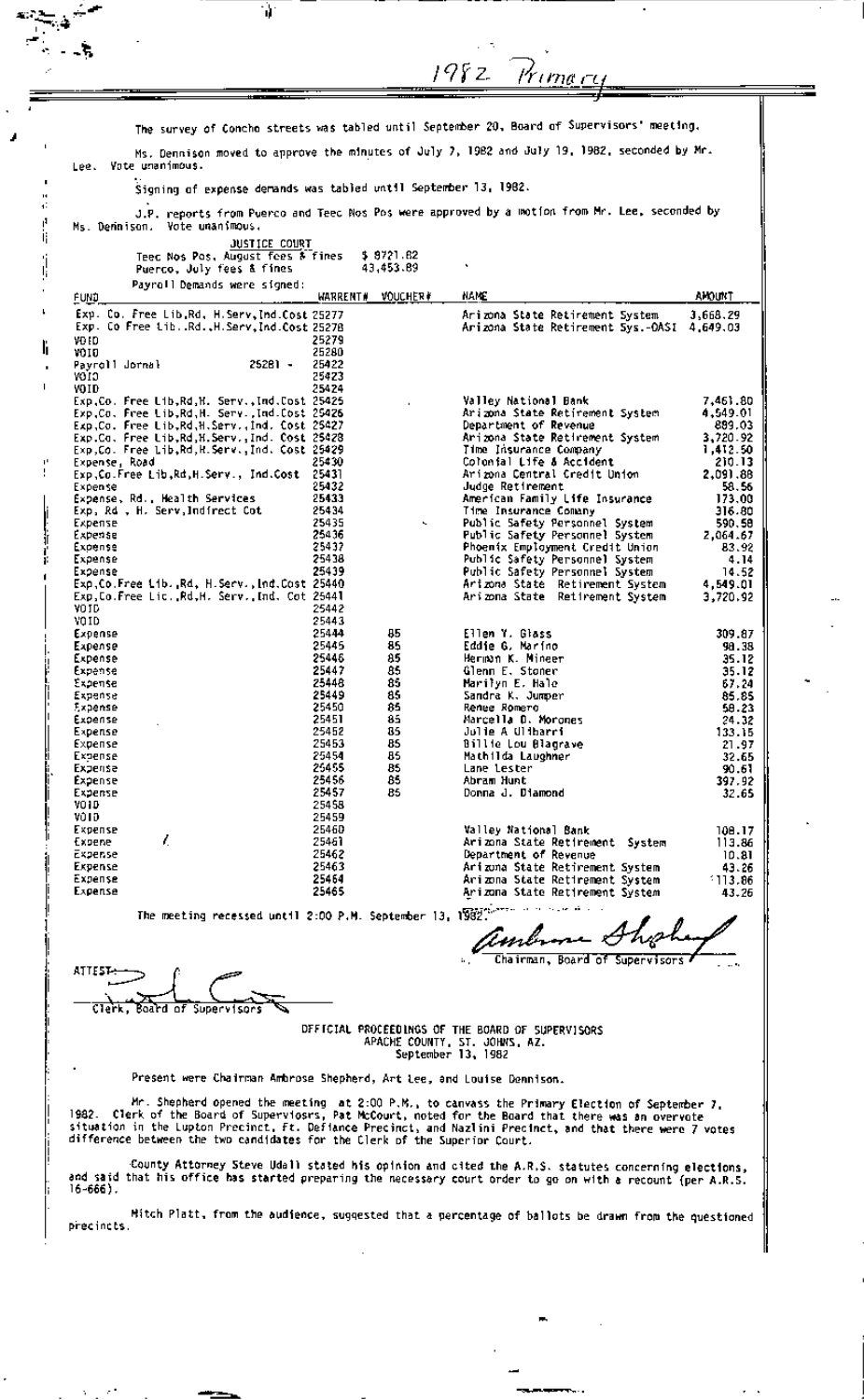1982 Primary

The survey of Concho streets was tabled until September 20, Board of Supervisors' meeting.

Ms. Dennison moved to approve the minutes of July 7, 1982 and July 19, 1982, seconded by Mr. Lee. Vote unanimous.

Signing of expense demands was tabled until September 13, 1982.

J.P. reports from Puerco and Teec Nos Pos were approved by a motion from Mr. Lee, seconded by Ms. Dennison. Vote unanimous.

JUSTICE COURT

| | |
|---|---|
| Teec Nos Pos, August fees & fines | $ 8721.82 |
| Puerco, July fees & fines | 43,453.89 |

Payroll Demands were signed:

| FUND | WARRENT# | VOUCHER# | NAME | AMOUNT |
|---|---|---|---|---|
| Exp. Co. Free Lib,Rd, H.Serv,Ind.Cost | 25277 | | Arizona State Retirement System | 3,668.29 |
| Exp. Co Free Lib..Rd.,H.Serv,Ind.Cost | 25278 | | Arizona State Retirement Sys.-OASI | 4,649.03 |
| VOID | 25279 | | | |
| VOID | 25280 | | | |
| Payroll Jornal 25281 - | 25422 | | | |
| VOID | 25423 | | | |
| VOID | 25424 | | | |
| Exp,Co. Free Lib,Rd,H. Serv.,Ind.Cost | 25425 | | Valley National Bank | 7,461.80 |
| Exp,Co. Free Lib,Rd,H. Serv.,Ind.Cost | 25426 | | Arizona State Retirement System | 4,549.01 |
| Exp,Co. Free Lib,Rd,H.Serv.,Ind. Cost | 25427 | | Department of Revenue | 889.03 |
| Exp,Co. Free Lib,Rd,H.Serv.,Ind. Cost | 25428 | | Arizona State Retirement System | 3,720.92 |
| Exp,Co. Free Lib,Rd,H.Serv.,Ind. Cost | 25429 | | Time Insurance Company | 1,412.50 |
| Expense, Road | 25430 | | Colonial Life & Accident | 210.13 |
| Exp,Co.Free Lib,Rd,H.Serv., Ind.Cost | 25431 | | Arizona Central Credit Union | 2,091.88 |
| Expense | 25432 | | Judge Retirement | 58.56 |
| Expense, Rd., Health Services | 25433 | | American Family Life Insurance | 173.00 |
| Exp, Rd , H. Serv,Indirect Cot | 25434 | | Time Insurance Comany | 316.80 |
| Expense | 25435 | | Public Safety Personnel System | 590.58 |
| Expense | 25436 | | Public Safety Personnel System | 2,064.67 |
| Expense | 25437 | | Phoenix Employment Credit Union | 83.92 |
| Expense | 25438 | | Public Safety Personnel System | 4.14 |
| Expense | 25439 | | Public Safety Personnel System | 14.52 |
| Exp,Co.Free Lib.,Rd, H.Serv.,Ind.Cost | 25440 | | Arizona State Retirement System | 4,549.01 |
| Exp,Co.Free Lic.,Rd,H. Serv.,Ind. Cot | 25441 | | Arizona State Retirement System | 3,720.92 |
| VOID | 25442 | | | |
| VOID | 25443 | | | |
| Expense | 25444 | 85 | Ellen Y. Glass | 309.87 |
| Expense | 25445 | 85 | Eddie G. Marino | 98.38 |
| Expense | 25446 | 85 | Herman K. Mineer | 35.12 |
| Expense | 25447 | 85 | Glenn E. Stoner | 35.12 |
| Expense | 25448 | 85 | Marilyn E. Hale | 67.24 |
| Expense | 25449 | 85 | Sandra K. Jumper | 85.85 |
| Expense | 25450 | 85 | Renee Romero | 58.23 |
| Expense | 25451 | 85 | Marcella D. Morones | 24.32 |
| Expense | 25452 | 85 | Julie A Ulibarri | 133.15 |
| Expense | 25453 | 85 | Billie Lou Blagrave | 21.97 |
| Expense | 25454 | 85 | Mathilda Laughner | 32.65 |
| Expense | 25455 | 85 | Lane Lester | 90.61 |
| Expense | 25456 | 85 | Abram Hunt | 397.92 |
| Expense | 25457 | 85 | Donna J. Diamond | 32.65 |
| VOID | 25458 | | | |
| VOID | 25459 | | | |
| Expense | 25460 | | Valley National Bank | 108.17 |
| Expene | 25461 | | Arizona State Retirement System | 113.86 |
| Expense | 25462 | | Department of Revenue | 10.81 |
| Expense | 25463 | | Arizona State Retirement System | 43.26 |
| Expense | 25464 | | Arizona State Retirement System | 113.86 |
| Expense | 25465 | | Arizona State Retirement System | 43.26 |

The meeting recessed until 2:00 P.M. September 13, 1982.

Ambrose Shepherd
Chairman, Board of Supervisors

ATTEST:
Clerk, Board of Supervisors

OFFICIAL PROCEEDINGS OF THE BOARD OF SUPERVISORS
APACHE COUNTY, ST. JOHNS, AZ.
September 13, 1982

Present were Chairman Ambrose Shepherd, Art Lee, and Louise Dennison.

Mr. Shepherd opened the meeting at 2:00 P.M., to canvass the Primary Election of September 7, 1982. Clerk of the Board of Supervisors, Pat McCourt, noted for the Board that there was an overvote situation in the Lupton Precinct, Ft. Defiance Precinct, and Nazlini Precinct, and that there were 7 votes difference between the two candidates for the Clerk of the Superior Court.

County Attorney Steve Udall stated his opinion and cited the A.R.S. statutes concerning elections, and said that his office has started preparing the necessary court order to go on with a recount (per A.R.S. 16-666).

Mitch Platt, from the audience, suggested that a percentage of ballots be drawn from the questioned precincts.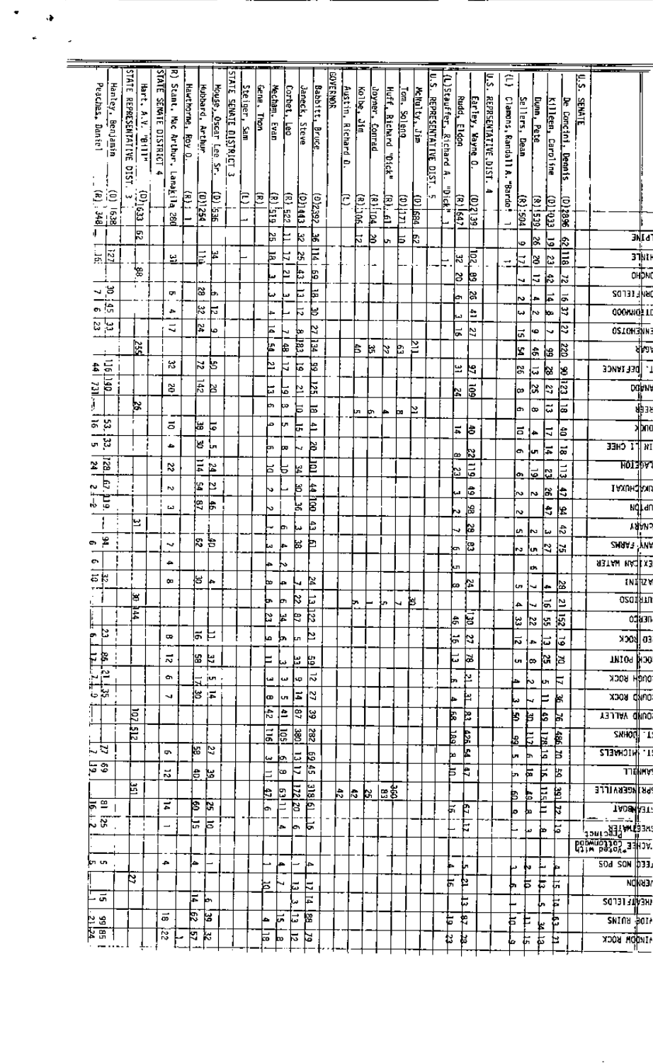| | ALPINE | CHINLE | CONCHO | CORNFIELDS | COTTONWOOD | DENNEHOTSO | EAGAR | FT. DEFIANCE | GANADO | GREER | HOUCK | KIN LI CHEE | KLAGETOH | LUKACHUKAI | LUPTON | McNARY | MANY FARMS | MEXICAN WATER | NAZLINI | NUTRIOSO | PUERCO | RED ROCK | ROCK POINT | ROUGH ROCK | ROUND ROCK | ROUND VALLEY | ST. JOHNS | ST. MICHAELS | SAWMILL | SPRINGERVILLE | STEAMBOAT | SWEETWATER | TEEC NOS POS | VERNON | WHEATFIELDS | WIDE RUINS | WINDOW ROCK |
|---|---|---|---|---|---|---|---|---|---|---|---|---|---|---|---|---|---|---|---|---|---|---|---|---|---|---|---|---|---|---|---|---|---|---|---|---|---|
| **U.S. SENATE** | | | | | | | | | | | | | | | | | | | | | | | | | | | | | | | | | | | | | |
| De Concini, Dennis (D) 2896 | 62 | 118 | 72 | 16 | 37 | 27 | 220 | 9 | 123 | 18 | 40 | 18 | 113 | 47 | 94 | 42 | 75 | | 28 | 21 | 152 | 9 | 20 | 17 | | 76 | 486 | 20 | 59 | 391 | 22 | 19 | 4 | 15 | 14 | 63 | 21 |
| Killeen, Caroline (D) 1033 | 19 | 23 | 42 | 14 | 8 | 9 | 99 | 28 | 27 | 13 | 17 | 14 | 23 | 26 | 47 | 3 | 27 | | 4 | 16 | 55 | 13 | 25 | 5 | 11 | 49 | 128 | 19 | 16 | 115 | 11 | 8 | 1 | 13 | 5 | 34 | 13 |
| Dunn, Pete (R) 1539 | 26 | 20 | 17 | 4 | 8 | 9 | 46 | 13 | 25 | 8 | 4 | 5 | 9 | 2 | 47 | 3 | 27 | 6 | | 7 | 22 | 4 | 25 | 2 | 11 | 49 | 112 | 6 | 18 | 40 | 8 | | 2 | 10 | 1 | 15 | |
| Sellers, Dean (R) 504 | 9 | 17 | 7 | 2 | 3 | 15 | 54 | 26 | 8 | 6 | 10 | 6 | 6 | 2 | 2 | 5 | 2 | | 5 | 4 | 33 | 12 | 5 | 4 | 3 | 35 | 89 | 5 | 5 | 60 | | | 3 | 6 | 1 | 1 | 15 |
| (I) Clamons, Randall A. "Bardo" 1 | | | | | | | | | | | | | | | | | | | | | | | | | | | | | | | | | | | | | |
| **U.S. REPRESENTATIVE DIST. 4** | | | | | | | | | | | | | | | | | | | | | | | | | | | | | | | | | | | | | |
| Earley, Wayne O. (D) 2139 | 102 | 89 | 26 | 41 | 27 | | 97 | 109 | | 40 | 82 | 119 | 49 | 98 | 28 | 83 | | 24 | | 130 | 27 | 78 | 21 | 31 | 83 | 426 | 54 | 47 | | 62 | 17 | | 5 | 21 | 13 | 87 | 18 |
| Rudd, Eldon (R) 1647 | 32 | 20 | 6 | 3 | 16 | | 31 | 24 | | 14 | 8 | 23 | 3 | 2 | 7 | 6 | | 8 | | 45 | 16 | 13 | 5 | 4 | 58 | 189 | 8 | 10 | | 15 | | | 4 | 15 | | 19 | 23 |
| (L) Stauffer, Richard A. "Dick" | | | | | | | | | | | | | | | | | | | | | | | | | | | | | | | | | | | | | |
| **U.S. REPRESENTATIVE DIST. 5** | | | | | | | | | | | | | | | | | | | | | | | | | | | | | | | | | | | | | |
| McNulty, Jim (D) 684 | 62 | | | | | | 71 | | | 21 | | | | | | | | | | | | | | | | | | | | 360 | | | | | | | |
| Tom, Solano (D) 171 | | | | | | | 63 | | | 8 | | | | | | | | 7 | | | | | | | | | | | | 83 | | | | | | | |
| Huff, Richard "Dick" (R) 61 | 5 | | | | | | 27 | | | 4 | | | | | | | | 5 | | | | | | | | | | | | | | | | | | | |
| Joyner, Conrad (R) 104 | 20 | | | | | | | | | 6 | | | | | | | | | | | | | | | | | | | | 25 | | | | | | | |
| Kolbe, Jim (R) 106 | 12 | | | | | | 40 | | | 5 | | | | | | | | 5 | | | | | | | | | | | | 42 | | | | | | | |
| Austin, Richard D. (I) | | | | | | | | | | | | | | | | | | | | | | | | | | | | | | | | | | | | | |
| **GOVERNOR** | | | | | | | | | | | | | | | | | | | | | | | | | | | | | | | | | | | | | |
| Babbitt, Bruce (D) 2392 | 36 | 114 | 69 | 18 | 3 | 27 | 134 | 65 | 125 | 18 | 41 | 20 | 101 | 44 | 100 | 43 | 61 | | 24 | 13 | 122 | 21 | 59 | 12 | 27 | 39 | 282 | 69 | 45 | 318 | 61 | 16 | | 14 | 17 | 88 | 79 |
| Janeck, Steve (D) 1443 | 32 | 25 | 43 | 13 | 12 | 8 | 183 | 19 | 21 | 10 | 15 | 7 | 34 | 30 | 36 | 3 | 38 | | 13 | 22 | 87 | 5 | 33 | 9 | 14 | 41 | 380 | 13 | 17 | 172 | 20 | 6 | | 7 | 14 | 13 | 29 |
| Corbet, Leo (R) 522 | 11 | 17 | 21 | 3 | 1 | 7 | 48 | 17 | 19 | 10 | 5 | 8 | 3 | 6 | | 6 | 4 | 2 | 4 | 4 | 34 | 3 | 3 | 5 | 5 | 41 | 105 | 9 | 8 | 63 | 11 | 1 | | 4 | 1 | 3 | 15 |
| Mecham, Evan (R) 519 | 25 | 18 | 3 | 3 | 4 | 14 | 54 | 21 | 13 | 6 | 9 | 6 | 10 | 2 | 2 | | 3 | 4 | 8 | 6 | 23 | 9 | 11 | 3 | 8 | 12 | 116 | 3 | 11 | 47 | 6 | | 1 | 10 | 7 | 4 | 18 |
| Gene, Thom (I) | | | | | | | | | | | | | | | | | | | | | | | | | | | | | | | | | | | | | |
| Steiger, Sam (I) 1 | | | | | | | | | | | | | | | | | | | | | | | | | | | | | | | | | | | | | |
| **STATE SENATE DISTRICT 3** | | | | | | | | | | | | | | | | | | | | | | | | | | | | | | | | | | | | | |
| House, Oscar Lee Sr. (D) 536 | | 34 | | 6 | 12 | 9 | | 50 | 20 | | 19 | 5 | 24 | 21 | 46 | | 10 | | 4 | | | 11 | 37 | 5 | 14 | | 27 | 39 | | 25 | 10 | | 1 | | 6 | 39 | 32 |
| Hubbard, Arthur (D) 1254 | | 113 | | 28 | 32 | 24 | | 72 | 142 | | 39 | 30 | 114 | 54 | 87 | | 62 | | 30 | | | 16 | 58 | 17 | 30 | | 58 | 40 | | 60 | 15 | | 4 | | 14 | 62 | 57 |
| Hawthorne, Roy O. (R) 1 | | | | | | | | | | | | | | | | | | | | | | | | | | | | | | | | | | | | | |
| (R) Stant, Mac Arthur, Lanakila 280 | | 31 | | 5 | 4 | 17 | | 32 | 20 | | 10 | 4 | 22 | 2 | 3 | | 7 | 4 | 8 | | | 8 | 12 | 6 | 7 | | 6 | 12 | | 14 | 1 | | 4 | | | 18 | 22 |
| **STATE SENATE DISTRICT 4** | | | | | | | | | | | | | | | | | | | | | | | | | | | | | | | | | | | | | |
| Hart, A.V. "Bill" (D) 633 | 62 | | 88 | | | | 255 | | | 26 | | | | | | 31 | | | | 30 | 144 | | | | | 107 | 512 | | | 351 | | | | 27 | | | |
| **STATE REPRESENTATIVE DIST. 3** | | | | | | | | | | | | | | | | | | | | | | | | | | | | | | | | | | | | | |
| Hanley, Benjamin (D) 1638 | | 127 | | 3 | 15 | 33 | | 161 | 731 | | 53 | 33 | 128 | 67 | 19 | | 94 | | 32 | | | 23 | 86 | 21 | 35 | | 77 | 69 | | 81 | 25 | | 5 | | 15 | 99 | 85 |
| Peaches, Daniel (R) 348 | | 16 | | 7 | 6 | 23 | | 44 | | | 16 | 5 | 24 | 2 | | | 6 | 6 | 10 | | | 6 | 17 | 7 | 0 | | 7 | 5 | | 16 | 2 | | 5 | | 1 | 21 | 24 |

Apache Cottonwood Special Precinct *Voted with Cottonwood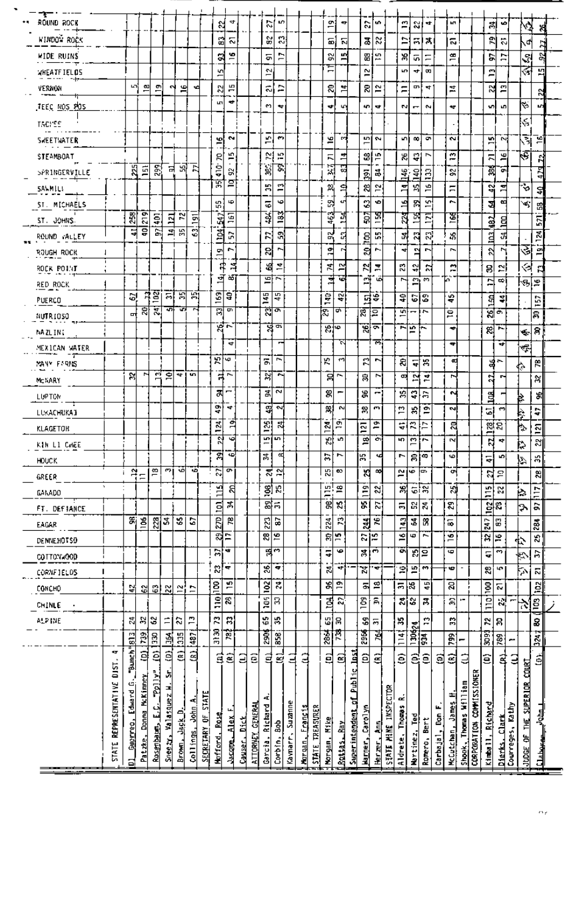| Precinct | Guerreo, Edward G. "Bunch" (D) | Patzke, Donna McKinney (D) | Rosenbaum, E.C. "Polly" (D) | Sneezy, Valasquez W. Sr. (D) | Brown, Jack D. (R) | Collings, John A. (R) | Hofford, Rose (D) | Jacome, Alex F. (R) | Causer, Dick (L) | Garcia, Richard A. (D) | Corbin, Bob (R) | Kavnarr, Suzanne (L) | Morgan, Francis (L) | Morgan, Mike (D) | Rottas, Ray (R) | Warner, Carolyn (D) | Herzer, Ann (R) | Aldrete, Thomas R. (D) | Martinez, Ted (D) | Romero, Bert (D) | Carbajal, Don F. (D) | McCutchan, James H. (R) | Shook, Thomas William (L) | Kimball, Richard (D) | Dierks, Clark (R) | Courreges, Kathy (L) | Claborne, John L. (D) |
|---|---|---|---|---|---|---|---|---|---|---|---|---|---|---|---|---|---|---|---|---|---|---|---|---|---|---|---|
| | STATE REPRESENTATIVE DIST. 4 | | | | | | SECRETARY OF STATE | | | ATTORNEY GENERAL | | | | STATE TREASURER | | Superintendent of Public Inst | | STATE MINE INSPECTOR | | | | | | CORPORATION COMMISSIONER | | | JUDGE OF THE SUPERIOR COURT |
| ROUND ROCK | | | | | | | 22 | 4 | | 27 | 5 | | | 19 | 4 | 27 | 5 | 13 | 22 | 4 | | 5 | | 34 | 5 | | 36 |
| WINDOW ROCK | | | | | | | 83 | 21 | | 82 | 23 | | | 81 | 21 | 84 | 22 | 17 | 31 | 34 | | 21 | | 79 | 21 | | 77 |
| WIDE RUINS | | | | | | | 93 | 16 | | 91 | 17 | | | 92 | 15 | 88 | 15 | 36 | 51 | 11 | | 18 | | 97 | 17 | | 92 |
| WHEATFIELDS | | | | | | | 15 | | | 12 | | | | 11 | | 12 | | 5 | 4 | 8 | | | | 13 | | | 15 |
| VERNON | 5 | 18 | 19 | 2 | 16 | 6 | 22 | 15 | | 21 | 17 | | | 20 | 14 | 20 | 12 | 11 | 9 | 4 | | 14 | | 22 | 13 | | 22 |
| TEEC NOS POS | | | | | | | 5 | 4 | | 3 | 4 | | | 4 | 5 | 5 | 4 | 2 | 1 | 2 | | 4 | | 5 | 5 | | 5 |
| TACHEE | | | | | | | | | | | | | | | | | | | | | | | | | | | |
| SWEETWATER | | | | | | | 16 | 2 | | 15 | 3 | | | 16 | 3 | 15 | 2 | 5 | 8 | 9 | | 2 | | 15 | 2 | | 16 |
| STEAMBOAT | | | | | | | 70 | 15 | | 72 | 15 | | | 71 | 14 | 68 | 15 | 26 | 43 | 7 | | 13 | | 71 | 16 | | 72 |
| SPRINGERVILLE | 225 | 151 | 299 | 91 | 56 | 77 | 410 | 92 | | 389 | 99 | | | 377 | 83 | 391 | 84 | 146 | 140 | 16 | | 92 | | 389 | 91 | | 479 |
| SAWMILL | | | | | | | 35 | 10 | | 35 | 13 | | | 38 | 10 | 28 | 12 | 16 | 35 | 13 | | 12 | | 42 | 14 | | 40 |
| ST. MICHAELS | | | | | | | 55 | 6 | | 61 | 6 | | | 59 | 5 | 63 | 6 | 16 | 39 | 15 | | 7 | | 64 | 8 | | 58 |
| ST. JOHNS | 258 | 219 | 401 | 121 | 72 | 191 | 547 | 161 | | 484 | 183 | | | 463 | 154 | 507 | 156 | 224 | 156 | 171 | | 166 | | 482 | 100 | | 571 |
| ROUND VALLEY | 41 | 40 | 97 | 14 | 35 | 63 | 104 | 57 | | 77 | 59 | | | 92 | 53 | 100 | 55 | 54 | 23 | 23 | | 56 | | 103 | 54 | | 124 |
| ROUGH ROCK | | | | | | | 19 | 7 | | 20 | 7 | | | 19 | 7 | 20 | 7 | 4 | 12 | 7 | | 7 | | 22 | 7 | | 19 |
| ROCK POINT | | | | | | | 73 | 14 | | 66 | 14 | | | 74 | 12 | 72 | 14 | 23 | 42 | 27 | | 13 | | 80 | 12 | | 73 |
| RED ROCK | | | | | | | 14 | 8 | | 16 | 7 | | | 14 | 6 | 13 | 6 | 7 | 13 | 3 | | 5 | | 17 | 8 | | 16 |
| PUERCO | 67 | 73 | 102 | 31 | 35 | 35 | 169 | 40 | | 145 | 45 | | | 140 | 42 | 151 | 46 | 40 | 67 | 69 | | 45 | | 150 | 44 | | 157 |
| NUTRIOSO | 9 | 20 | 24 | 5 | 5 | 2 | 33 | 9 | | 23 | 9 | | | 29 | 9 | 28 | 10 | 15 | 1 | 7 | | 10 | | 26 | 9 | | 30 |
| NAZLINI | | | | | | | 26 | 7 | | 26 | 9 | | | 26 | 6 | 26 | 9 | 7 | 15 | 7 | | 4 | | 28 | 7 | | 30 |
| MEXICAN WATER | | | | | | | | 4 | | | 1 | | | | 2 | | 3 | | | | | 4 | | | 4 | | |
| MANY FARMS | | | | | | | 75 | 6 | | 91 | 7 | | | 75 | 3 | 73 | 7 | 20 | 41 | 35 | | 8 | | 86 | 7 | | 78 |
| McNARY | 32 | 7 | 13 | 10 | 4 | 5 | 31 | 7 | | 32 | 8 | | | 30 | 7 | 30 | 7 | 9 | 12 | 14 | | 7 | | 27 | 7 | | 32 |
| LUPTON | | | | | | | 94 | 4 | | 94 | 2 | | | 98 | 1 | 96 | 1 | 13 | 43 | 37 | | 2 | | 108 | 1 | | 96 |
| LUKACHUKAI | | | | | | | 49 | 4 | | 48 | 2 | | | 38 | 2 | 38 | 3 | 13 | 35 | 19 | | 2 | | 61 | 3 | | 47 |
| KLAGETOH | | | | | | | 124 | 19 | | 125 | 24 | | | 124 | 19 | 121 | 19 | 41 | 73 | 17 | | 20 | | 128 | 20 | | 121 |
| KIN LI CHEE | | | | | | | 22 | 6 | | 15 | 5 | | | 25 | 5 | 18 | 9 | 5 | 13 | 7 | | 2 | | 27 | 4 | | 22 |
| HOUCK | | | | | | | 39 | 6 | | 34 | 8 | | | 37 | 7 | 35 | 6 | 7 | 30 | 8 | | 6 | | 41 | 5 | | 35 |
| GREER | 12 | 11 | 18 | 3 | | 6 | 27 | 9 | | 24 | 12 | | | 25 | 8 | 25 | 8 | 12 | 6 | 9 | | 9 | | 27 | 10 | | 28 |
| GANADO | | | | | | | 115 | 20 | | 108 | 25 | | | 115 | 18 | 119 | 22 | 36 | 61 | 32 | | 25 | | 115 | 22 | | 117 |
| FT. DEFIANCE | | | | | | | 101 | 34 | | 98 | 31 | | | 98 | 25 | 95 | 27 | 31 | 52 | 24 | | 29 | | 102 | 28 | | 97 |
| EAGAR | 98 | 106 | 228 | 54 | 65 | 67 | 270 | 78 | | 223 | 87 | | | 224 | 73 | 244 | 76 | 143 | 64 | 58 | | 81 | | 247 | 83 | | 284 |
| DENNEHOTSO | | | | | | | 29 | 17 | | 28 | 16 | | | 30 | 15 | 27 | 15 | 16 | 6 | 7 | | 16 | | 32 | 16 | | 25 |
| COTTONWOOD | | | | | | | 37 | 4 | | 38 | 3 | | | 41 | 6 | 34 | 3 | 9 | 25 | 10 | | 6 | | 41 | 3 | | 37 |
| CORNFIELDS | | | | | | | 23 | 4 | | 26 | 4 | | | 24 | 4 | 24 | 4 | 10 | 15 | 3 | | 6 | | 28 | 5 | | 21 |
| CONCHO | 42 | 62 | 63 | 22 | 12 | 17 | 100 | 15 | | 102 | 24 | | | 96 | 19 | 91 | 18 | 31 | 26 | 45 | | 20 | | 100 | 21 | | 102 |
| CHINLE | | | | | | | 110 | 28 | | 105 | 33 | | | 104 | 27 | 109 | 31 | 24 | 62 | 34 | | 30 | | 110 | 22 | | 103 |
| ALPINE | 24 | 32 | 62 | 11 | 27 | 13 | 73 | 33 | | 65 | 35 | | | 65 | 30 | 69 | 31 | 35 | 24 | 13 | | 33 | | 72 | 30 | | 80 |
| TOTAL | 813 | 739 | 130 | 364 | 335 | 487 | 3130 | 782 | | 2906 | 858 | | | 2864 | 738 | 2964 | 764 | 114 | 1306 | 934 | | 799 | 1 | 3093 | 789 | 1 | 3241 |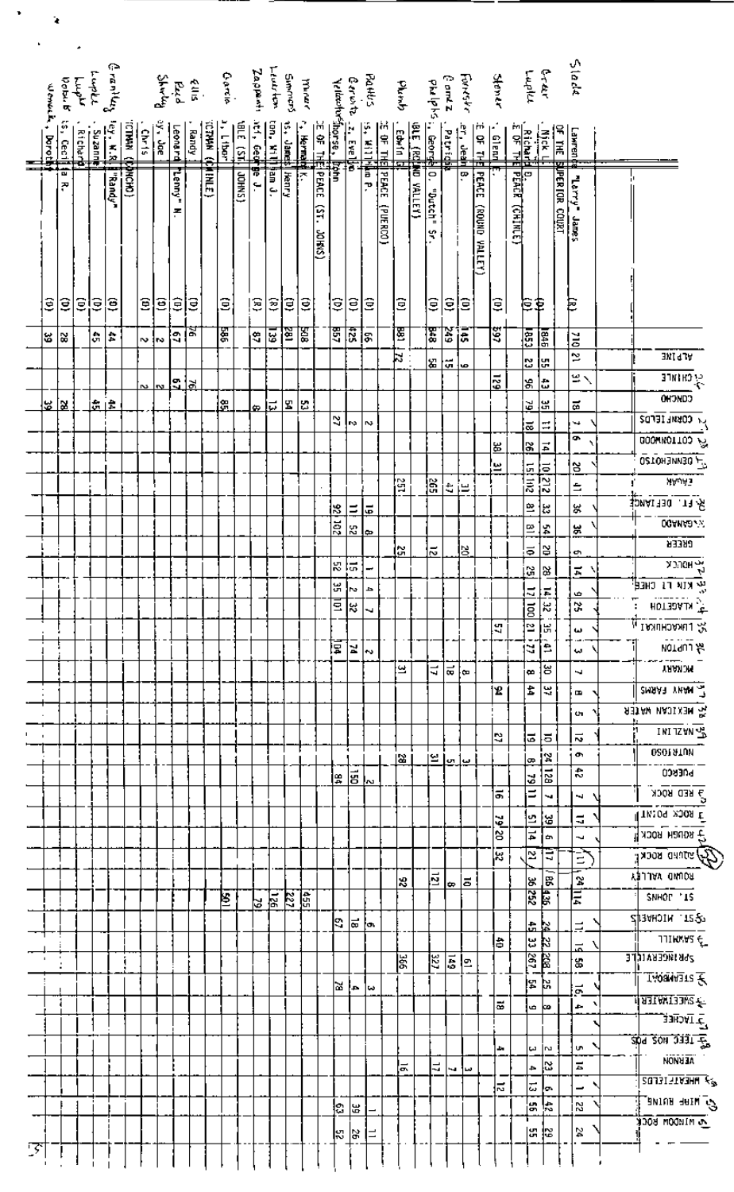| Candidate | Total | ALPINE | CHINLE | CONCHO | CORNFIELDS | COTTONWOOD | DENNEHOTSO | EAGAR | FT. DEFIANCE | GANADO | GREER | HOUCK | KIN LI CHEE | KLAGETOH | LUKACHUKAI | LUPTON | MCNARY | MANY FARMS | MEXICAN WATER | NAZLINI | NUTRIOSO | PUERCO | RED ROCK | ROCK POINT | ROUGH ROCK | ROUND ROCK | ROUND VALLEY | ST. JOHNS | ST. MICHAELS | SAWMILL | SPRINGERVILLE | STEAMBOAT | SWEETWATER | TACHEE | TEEC NOS POS | VERNON | WHEATFIELDS | WIDE RUINS | WINDOW ROCK |
|---|---|---|---|---|---|---|---|---|---|---|---|---|---|---|---|---|---|---|---|---|---|---|---|---|---|---|---|---|---|---|---|---|---|---|---|---|---|---|---|
| Lawrence "Larry" James (R) | 710 | 21 | 31 | 18 | 7 | 6 | 20 | 41 | 36 | 36 | 6 | 14 | 9 | 25 | 3 | 3 | 7 | 8 | 5 | 12 | 6 | 42 | 7 | 17 | 7 | 11 | 24 | 114 | 11 | 19 | 58 | 16 | 4 | | 5 | 14 | 1 | 22 | 24 |
| **OF THE SUPERIOR COURT** | | | | | | | | | | | | | | | | | | | | | | | | | | | | | | | | | | | | | | | |
| Nick L. | 1846 | 55 | 43 | 35 | 11 | 14 | 10 | 212 | 33 | 54 | 20 | 28 | 14 | 32 | 35 | 41 | 30 | 37 | | 10 | 24 | 128 | 7 | 39 | 6 | 17 | 86 | 436 | 24 | 22 | 208 | 25 | 8 | | 2 | 23 | 6 | 42 | 29 |
| Richard D. | 1853 | 23 | 96 | 79 | 18 | 26 | 15 | 112 | 81 | 81 | 10 | 25 | 17 | 100 | 21 | 77 | 8 | 44 | | 19 | 8 | 79 | 11 | 51 | 14 | 27 | 36 | 252 | 45 | 33 | 267 | 54 | 9 | | 3 | 4 | 13 | 56 | 55 |
| **E OF THE PEACE (CHINLE)** | | | | | | | | | | | | | | | | | | | | | | | | | | | | | | | | | | | | | | | |
| Glenn E. | 597 | | 129 | | | 38 | 31 | | | | | | | | 57 | | | 94 | | 27 | | | 16 | 79 | 20 | 32 | | | | 40 | | | 18 | | 4 | | 12 | | |
| **E OF THE PEACE (ROUND VALLEY)** | | | | | | | | | | | | | | | | | | | | | | | | | | | | | | | | | | | | | | | |
| Jean B. | 145 | 9 | | | | | | 31 | | | 20 | | | | | | 8 | | | | 3 | | | | | | 10 | | | | 61 | | | | | 3 | | | |
| Patricia | 249 | 15 | | | | | | 47 | | | | | | | | | 18 | | | | 5 | | | | | | 8 | | | | 149 | | | | | 7 | | | |
| George O. "Dutch" Sr. | 848 | 58 | | | | | | 265 | | | 12 | | | | | | 17 | | | | 31 | | | | | | 121 | | | | 327 | | | | | 17 | | | |
| **BLE (ROUND VALLEY)** | | | | | | | | | | | | | | | | | | | | | | | | | | | | | | | | | | | | | | | |
| Edwin G. | 881 | 72 | | | | | | 251 | | | 25 | | | | | | 31 | | | | 28 | | | | | | 92 | | | | 366 | | | | | 16 | | | |
| **CE OF THE PEACE (PUERCO)** | | | | | | | | | | | | | | | | | | | | | | | | | | | | | | | | | | | | | | | |
| William P. | 96 | | | | 2 | | | | 19 | 8 | | 1 | 4 | 7 | | 2 | | | | | | 2 | | | | | | | 6 | | | 3 | | | | | | 1 | 11 |
| Evelyn | 425 | | | | 2 | | | | 11 | 52 | | 15 | 2 | 32 | | 74 | | | | | | 150 | | | | | | | 18 | | | 4 | | | | | | 39 | 26 |
| Yellowhorse, John | 857 | | | | 27 | | | | 92 | 102 | | 52 | 35 | 101 | | 104 | | | | | | 84 | | | | | | | 67 | | | 78 | | | | | | 63 | 52 |
| **E OF THE PEACE (ST. JOHNS)** | | | | | | | | | | | | | | | | | | | | | | | | | | | | | | | | | | | | | | | |
| Hermann K. | 508 | | | 53 | | | | | | | | | | | | | | | | | | | | | | | | 455 | | | | | | | | | | | |
| James Henry | 281 | | | 54 | | | | | | | | | | | | | | | | | | | | | | | | 227 | | | | | | | | | | | |
| William J. | 139 | | | 13 | | | | | | | | | | | | | | | | | | | | | | | | 126 | | | | | | | | | | | |
| George J. | 87 | | | 8 | | | | | | | | | | | | | | | | | | | | | | | | 79 | | | | | | | | | | | |
| **BLE (ST. JOHNS)** | | | | | | | | | | | | | | | | | | | | | | | | | | | | | | | | | | | | | | | |
| Libor | 586 | | | 85 | | | | | | | | | | | | | | | | | | | | | | | | 501 | | | | | | | | | | | |
| **CTMAN (CHINLE)** | | | | | | | | | | | | | | | | | | | | | | | | | | | | | | | | | | | | | | | |
| Randy | 76 | | 76 | | | | | | | | | | | | | | | | | | | | | | | | | | | | | | | | | | | | |
| Leonard "Lenny" N. | 67 | | 67 | | | | | | | | | | | | | | | | | | | | | | | | | | | | | | | | | | | | |
| Joe | 2 | | 2 | | | | | | | | | | | | | | | | | | | | | | | | | | | | | | | | | | | | |
| Chris | 2 | | 2 | | | | | | | | | | | | | | | | | | | | | | | | | | | | | | | | | | | | |
| **CTMAN (CONCHO)** | | | | | | | | | | | | | | | | | | | | | | | | | | | | | | | | | | | | | | | |
| W.R. "Randy" | 44 | | | 44 | | | | | | | | | | | | | | | | | | | | | | | | | | | | | | | | | | | |
| Suzanne | 45 | | | 45 | | | | | | | | | | | | | | | | | | | | | | | | | | | | | | | | | | | |
| Richard | | | | | | | | | | | | | | | | | | | | | | | | | | | | | | | | | | | | | | | |
| Cecilia R. | 28 | | | 28 | | | | | | | | | | | | | | | | | | | | | | | | | | | | | | | | | | | |
| Dorothy | 39 | | | 39 | | | | | | | | | | | | | | | | | | | | | | | | | | | | | | | | | | | |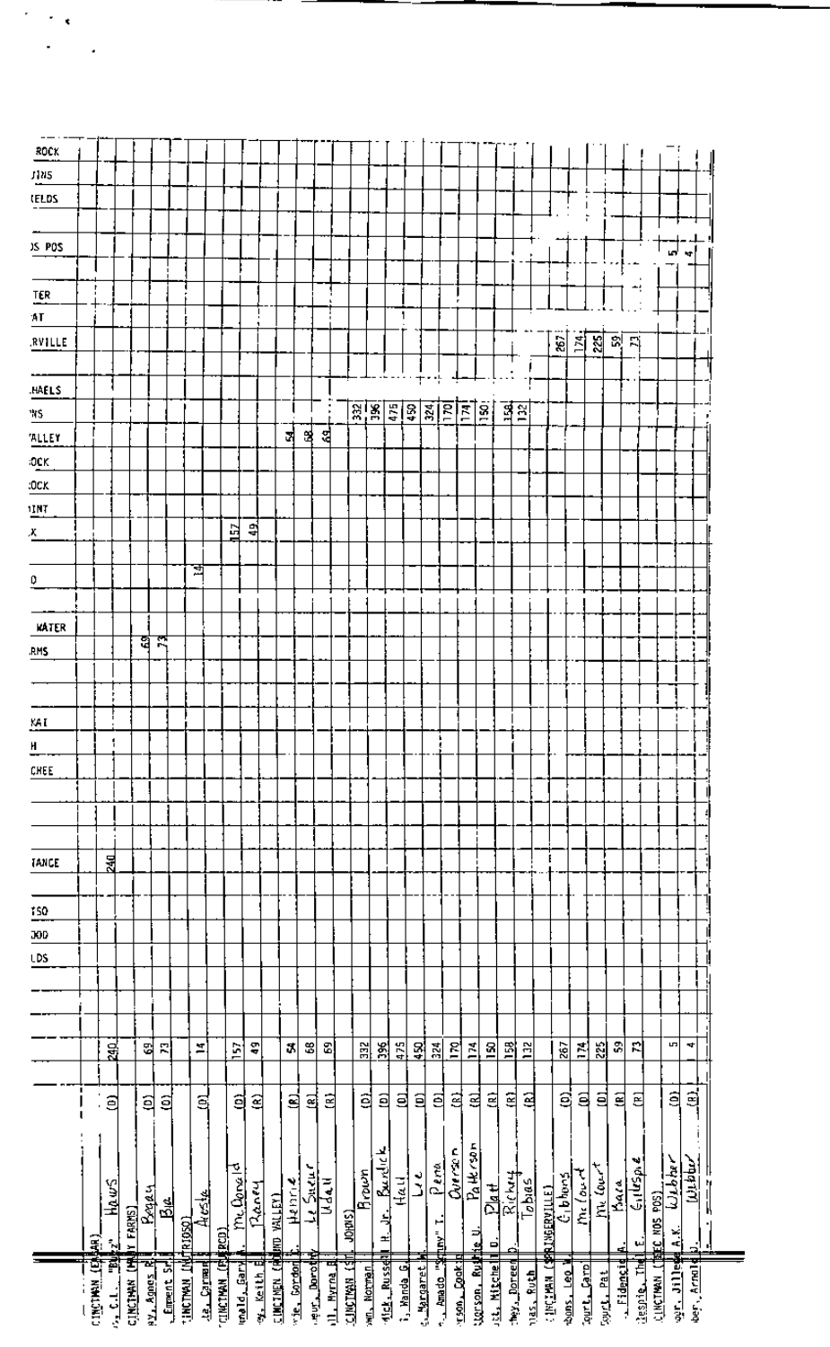| Candidate | | Party | Precinct | Votes | Total |
|---|---|---|---|---|---|
| CINCTMAN (EKAR) | | | | | |
| ..., C.I. "Buzz" | Haws | (D) | ...ANGE | 240 | 240 |
| CINCTMAN (MANY FARMS) | | | | | |
| ...ay, Agnes R. | Begay | (D) | ...RMS | 69 | 69 |
| ..., Emmett Sr. | Bia | (D) | ...RMS | 73 | 73 |
| CINCTMAN (NATRIOSO) | | | | | |
| ...le, Carman | Aeste | (D) | ...O | 14 | 14 |
| CINCTMAN (PERCO) | | | | | |
| ...nald, Gary A. | McDonald | (D) | ...X | 157 | 157 |
| ...ey, Keith B. | Raney | (R) | ...X | 49 | 49 |
| CINCTMEN (ROUND VALLEY) | | | | | |
| ...rie, Gordon | Henrie | (R) | ...ALLEY | 54 | 54 |
| ...eur, Dorothy | LeSueur | (R) | ...ALLEY | 68 | 68 |
| ...ll, Myrna B. | Udall | (R) | ...ALLEY | 69 | 69 |
| CINCTMAN (ST. JOHNS) | | | | | |
| ...wn, Norman | Brown | (D) | ...NS | 332 | 332 |
| ...dick, Russell H. Jr. | Burdick | (D) | ...NS | 396 | 396 |
| ..., Wanda G. | Hall | (D) | ...NS | 475 | 475 |
| ..., Margaret M. | Lee | (D) | ...NS | 450 | 450 |
| ..., Amado "Sonny" T. | Pena | (D) | ...NS | 324 | 324 |
| ...rson, Cookie | Overson | (R) | ...NS | 170 | 170 |
| ...terson, Ruskie U. | Patterson | (R) | ...NS | 174 | 174 |
| ...tt, Mitchell D. | Platt | (R) | ...NS | 150 | 150 |
| ...hey, Doreen D. | Richey | (R) | ...NS | 158 | 158 |
| ...ias, Ruth | Tobias | (R) | ...NS | 132 | 132 |
| CINCTMAN (SPRINGERVILLE) | | | | | |
| ...bons, Leo W. | Gibbons | (D) | ...RVILLE | 267 | 267 |
| ...court, Carol | McCourt | (D) | ...RVILLE | 174 | 174 |
| ...court, Pat | McCourt | (D) | ...RVILLE | 225 | 225 |
| ..., Fidencio A. | Baca | (R) | ...RVILLE | 59 | 59 |
| ...lespie, The... E. | Gillespie | (R) | ...RVILLE | 73 | 73 |
| CINCTMAN (TEEC NOS POS) | | | | | |
| ...ur, Jillene A.K. | Webber | (D) | ...S POS | 5 | 5 |
| ...ber, Arnold J. | Webber | (R) | ...S POS | 4 | 4 |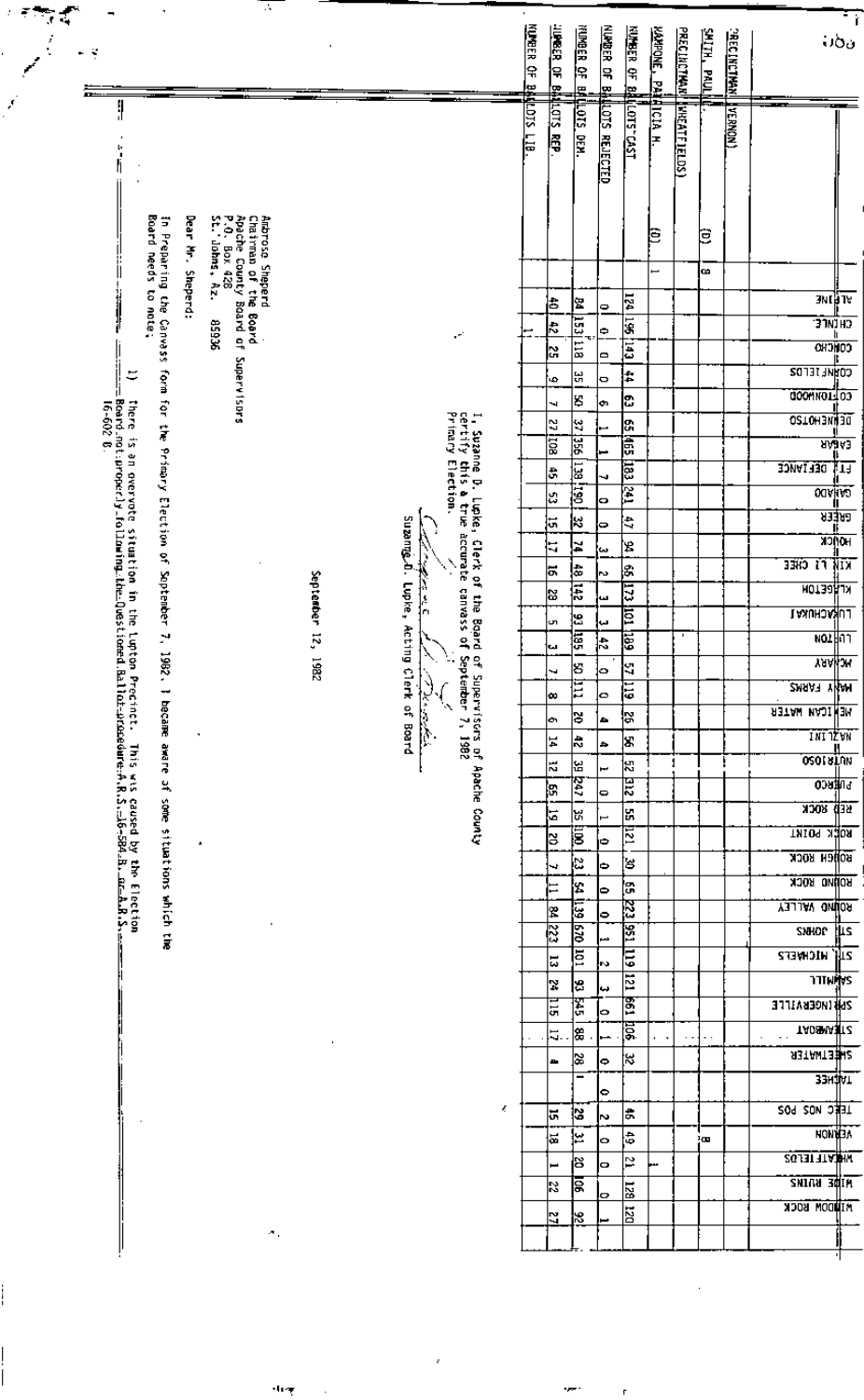| | | | ALPINE | CHINLE | CONCHO | CORNFIELDS | COTTONWOOD | DENNEHOTSO | EAGAR | FT. DEFIANCE | GANADO | GREER | HOUCK | KIN LI CHEE | KLAGETOH | LUKACHUKAI | LUPTON | MCNARY | MANY FARMS | MEXICAN WATER | NAZLINI | NUTRIOSO | PUERCO | RED ROCK | ROCK POINT | ROUGH ROCK | ROUND ROCK | ROUND VALLEY | ST. JOHNS | ST. MICHAELS | SAWMILL | SPRINGERVILLE | STEAMBOAT | SWEETWATER | TACHEE | TEEC NOS POS | VERNON | WHEATFIELDS | WIDE RUINS | WINDOW ROCK |
|---|---|---|---|---|---|---|---|---|---|---|---|---|---|---|---|---|---|---|---|---|---|---|---|---|---|---|---|---|---|---|---|---|---|---|---|---|---|---|---|---|
| PRECINCTMAN (VERNON) | | | | | | | | | | | | | | | | | | | | | | | | | | | | | | | | | | | | | | | | |
| SMITH, PAUL | (D) | 8 | | | | | | | | | | | | | | | | | | | | | | | | | | | | | | | | | | | 8 | | | |
| PRECINCTMAN (WHEATFIELDS) | | | | | | | | | | | | | | | | | | | | | | | | | | | | | | | | | | | | | | | | |
| RAMONE, PATRICIA H. | (D) | 1 | | | | | | | | | | | | | | | | | | | | | | | | | | | | | | | | | | | | 1 | | |
| NUMBER OF BALLOTS CAST | | | 124 | 196 | 143 | 44 | 63 | 65 | 465 | 183 | 241 | 47 | 94 | 66 | 173 | 101 | 189 | 57 | 119 | 26 | 56 | 52 | 312 | 55 | 121 | 30 | 65 | 223 | 951 | 119 | 121 | 661 | 106 | 32 | | 46 | 49 | 21 | 128 | 120 |
| NUMBER OF BALLOTS REJECTED | | | 0 | 0 | 0 | 0 | 6 | 1 | 1 | 7 | 0 | 0 | 3 | 2 | 3 | 3 | 42 | 0 | 0 | 4 | 4 | 1 | 0 | 1 | 0 | 0 | 0 | 0 | 1 | 2 | 3 | 0 | 1 | 0 | 0 | 2 | 0 | 0 | 0 | 1 |
| NUMBER OF BALLOTS DEM. | | | 84 | 153 | 118 | 35 | 50 | 37 | 356 | 138 | 190 | 32 | 74 | 48 | 142 | 93 | 135 | 50 | 111 | 20 | 42 | 39 | 247 | 35 | 100 | 23 | 54 | 139 | 670 | 101 | 93 | 545 | 88 | 28 | 1 | 29 | 31 | 20 | 106 | 92 |
| NUMBER OF BALLOTS REP. | | | 40 | 42 | 25 | 9 | 7 | 27 | 108 | 45 | 53 | 15 | 17 | 16 | 28 | 5 | 3 | 7 | 8 | 6 | 14 | 12 | 65 | 19 | 20 | 7 | 11 | 84 | 223 | 13 | 24 | 115 | 17 | 4 | | 15 | 18 | 1 | 22 | 27 |
| NUMBER OF BALLOTS LIB. | | | | 1 | | | | | | | | | | | | | | | | | | | | | | | | | | | | | | | | | | | | |

I, Suzanne D. Lupke, Clerk of the Board of Supervisors of Apache County certify this a true accurate canvass of September 7, 1982 Primary Election.

Suzanne D. Lupke, Acting Clerk of Board

September 12, 1982

Ambrose Shepard
Chairman of the Board
Apache County Board of Supervisors
P.O. Box 428
St. Johns, Az. 85936

Dear Mr. Shepard:

In Preparing the Canvass form for the Primary Election of September 7, 1982, I became aware of some situations which the Board needs to note:

1) There is an overvote situation in the Lupton Precinct. This was caused by the Election Board not properly following the Questioned Ballot procedure A.R.S. 16-584.B. or A.R.S. 16-602 C.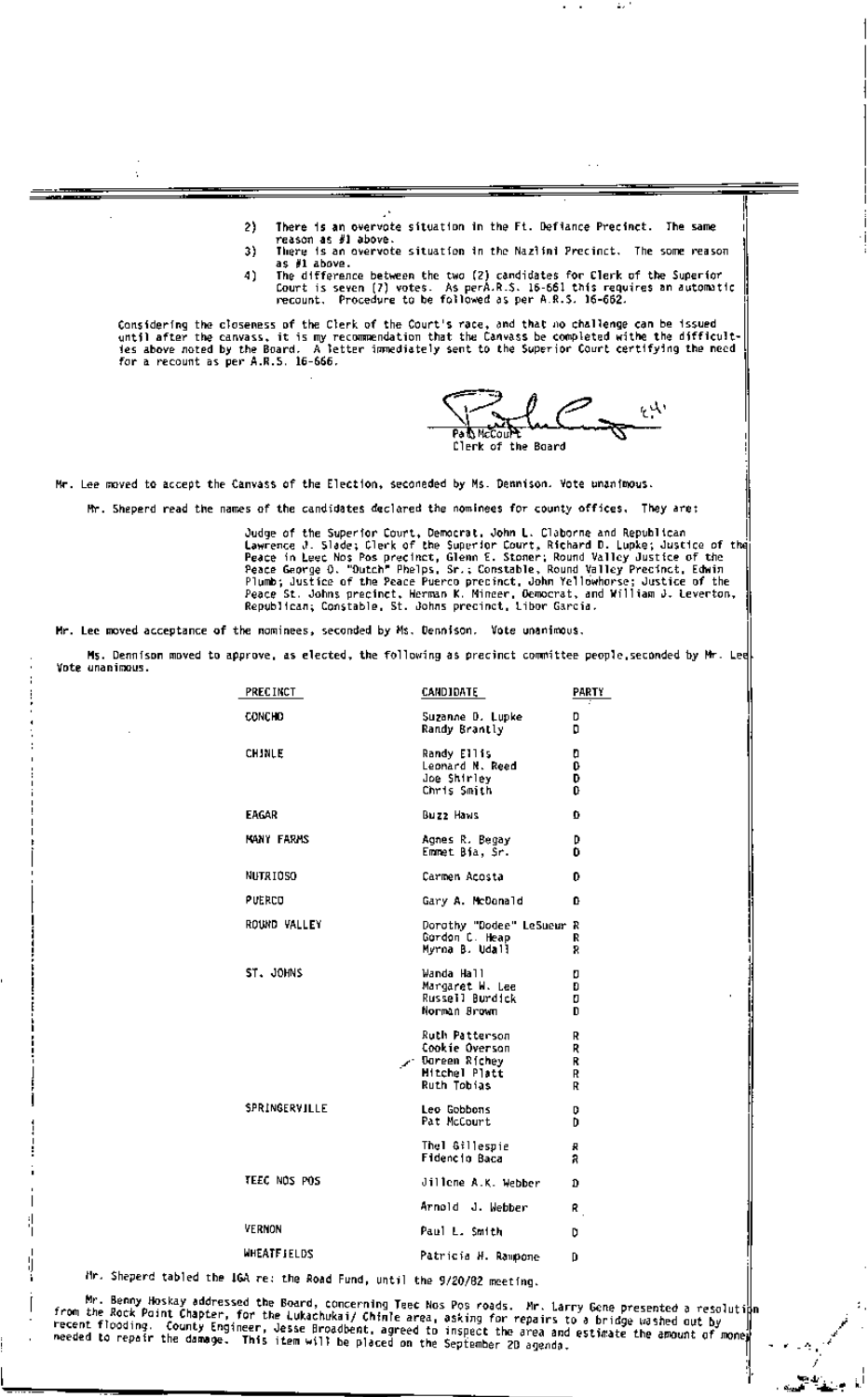2) There is an overvote situation in the Ft. Defiance Precinct. The same reason as #1 above.
3) There is an overvote situation in the Nazlini Precinct. The some reason as #1 above.
4) The difference between the two (2) candidates for Clerk of the Superior Court is seven (7) votes. As perA.R.S. 16-661 this requires an automatic recount. Procedure to be followed as per A.R.S. 16-662.

Considering the closeness of the Clerk of the Court's race, and that no challenge can be issued until after the canvass, it is my recommendation that the Canvass be completed withe the difficulties above noted by the Board. A letter immediately sent to the Superior Court certifying the need for a recount as per A.R.S. 16-666.

Pat McCourt
Clerk of the Board

Mr. Lee moved to accept the Canvass of the Election, seconeded by Ms. Dennison. Vote unanimous.

Mr. Sheperd read the names of the candidates declared the nominees for county offices. They are:

Judge of the Superior Court, Democrat, John L. Claborne and Republican Lawrence J. Slade; Clerk of the Superior Court, Richard D. Lupke; Justice of the Peace in Leec Nos Pos precinct, Glenn E. Stoner; Round Valley Justice of the Peace George O. "Dutch" Phelps, Sr.; Constable, Round Valley Precinct, Edwin Plumb; Justice of the Peace Puerco precinct, John Yellowhorse; Justice of the Peace St. Johns precinct, Herman K. Mineer, Democrat, and William J. Leverton, Republican; Constable, St. Johns precinct, Libor Garcia.

Mr. Lee moved acceptance of the nominees, seconded by Ms. Dennison. Vote unanimous.

Ms. Dennison moved to approve, as elected, the following as precinct committee people,seconded by Mr. Lee. Vote unanimous.

| PRECINCT | CANDIDATE | PARTY |
|---|---|---|
| CONCHO | Suzanne D. Lupke | D |
| | Randy Brantly | D |
| CHINLE | Randy Ellis | D |
| | Leonard M. Reed | D |
| | Joe Shirley | D |
| | Chris Smith | D |
| EAGAR | Buzz Haws | D |
| MANY FARMS | Agnes R. Begay | D |
| | Emmet Bia, Sr. | D |
| NUTRIOSO | Carmen Acosta | D |
| PUERCO | Gary A. McDonald | D |
| ROUND VALLEY | Dorothy "Dodee" LeSueur | R |
| | Gordon C. Heap | R |
| | Myrna B. Udall | R |
| ST. JOHNS | Wanda Hall | D |
| | Margaret W. Lee | D |
| | Russell Burdick | D |
| | Norman Brown | D |
| | Ruth Patterson | R |
| | Cookie Overson | R |
| | Doreen Richey | R |
| | Mitchel Platt | R |
| | Ruth Tobias | R |
| SPRINGERVILLE | Leo Gobbons | D |
| | Pat McCourt | D |
| | Thel Gillespie | R |
| | Fidencio Baca | R |
| TEEC NOS POS | Jillene A.K. Webber | D |
| | Arnold J. Webber | R |
| VERNON | Paul L. Smith | D |
| WHEATFIELDS | Patricia H. Rampone | D |

Mr. Sheperd tabled the IGA re: the Road Fund, until the 9/20/82 meeting.

Mr. Benny Hoskay addressed the Board, concerning Teec Nos Pos roads. Mr. Larry Gene presented a resolution from the Rock Point Chapter, for the Lukachukai/ Chinle area, asking for repairs to a bridge washed out by recent flooding. County Engineer, Jesse Broadbent, agreed to inspect the area and estimate the amount of money needed to repair the damage. This item will be placed on the September 20 agenda.